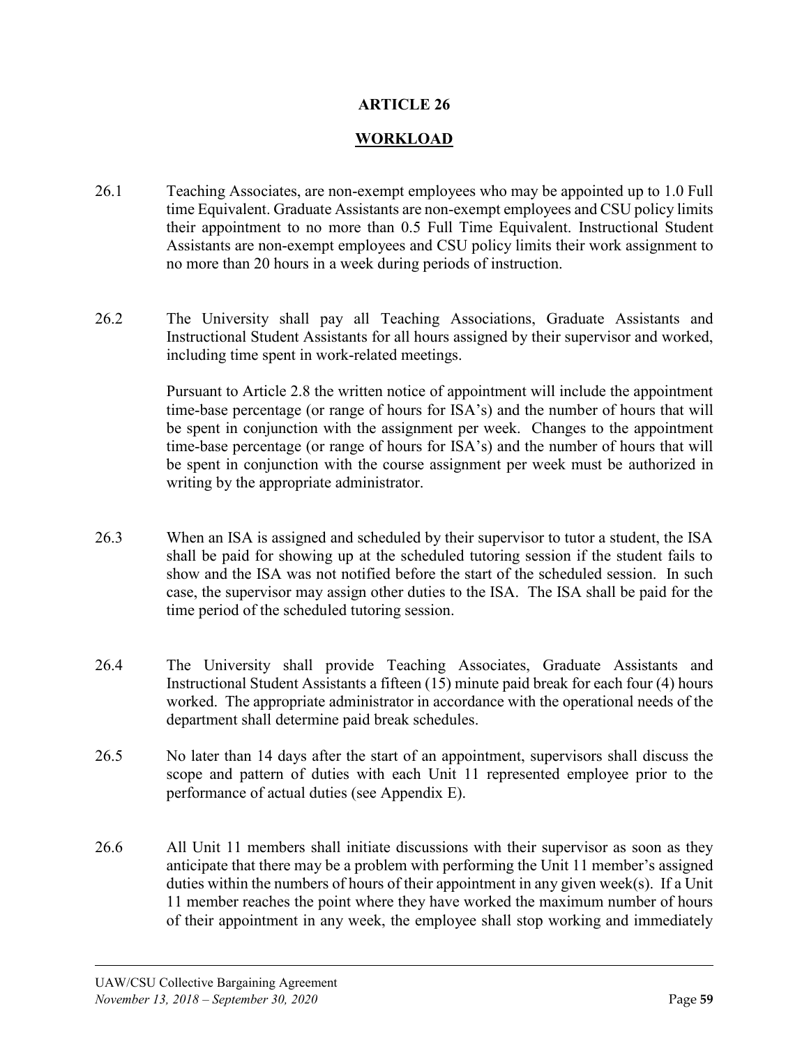# ARTICLE 26

## WORKLOAD

26.1 Teaching Associates, are non-exempt employees who may be appointed up to 1.0 Full time Equivalent. Graduate Assistants are non-exempt employees and CSU policy limits their appointment to no more than 0.5 Full Time Equivalent. Instructional Student Assistants are non-exempt employees and CSU policy limits their work assignment to no more than 20 hours in a week during periods of instruction.

26.2 The University shall pay all Teaching Associations, Graduate Assistants and Instructional Student Assistants for all hours assigned by their supervisor and worked, including time spent in work-related meetings.

Pursuant to Article 2.8 the written notice of appointment will include the appointment time-base percentage (or range of hours for ISA's) and the number of hours that will be spent in conjunction with the assignment per week. Changes to the appointment time-base percentage (or range of hours for ISA's) and the number of hours that will be spent in conjunction with the course assignment per week must be authorized in writing by the appropriate administrator.

26.3 When an ISA is assigned and scheduled by their supervisor to tutor a student, the ISA shall be paid for showing up at the scheduled tutoring session if the student fails to show and the ISA was not notified before the start of the scheduled session. In such case, the supervisor may assign other duties to the ISA. The ISA shall be paid for the time period of the scheduled tutoring session.

26.4 The University shall provide Teaching Associates, Graduate Assistants and Instructional Student Assistants a fifteen (15) minute paid break for each four (4) hours worked. The appropriate administrator in accordance with the operational needs of the department shall determine paid break schedules.

26.5 No later than 14 days after the start of an appointment, supervisors shall discuss the scope and pattern of duties with each Unit 11 represented employee prior to the performance of actual duties (see Appendix E).

26.6 All Unit 11 members shall initiate discussions with their supervisor as soon as they anticipate that there may be a problem with performing the Unit 11 member's assigned duties within the numbers of hours of their appointment in any given week(s). If a Unit 11 member reaches the point where they have worked the maximum number of hours of their appointment in any week, the employee shall stop working and immediately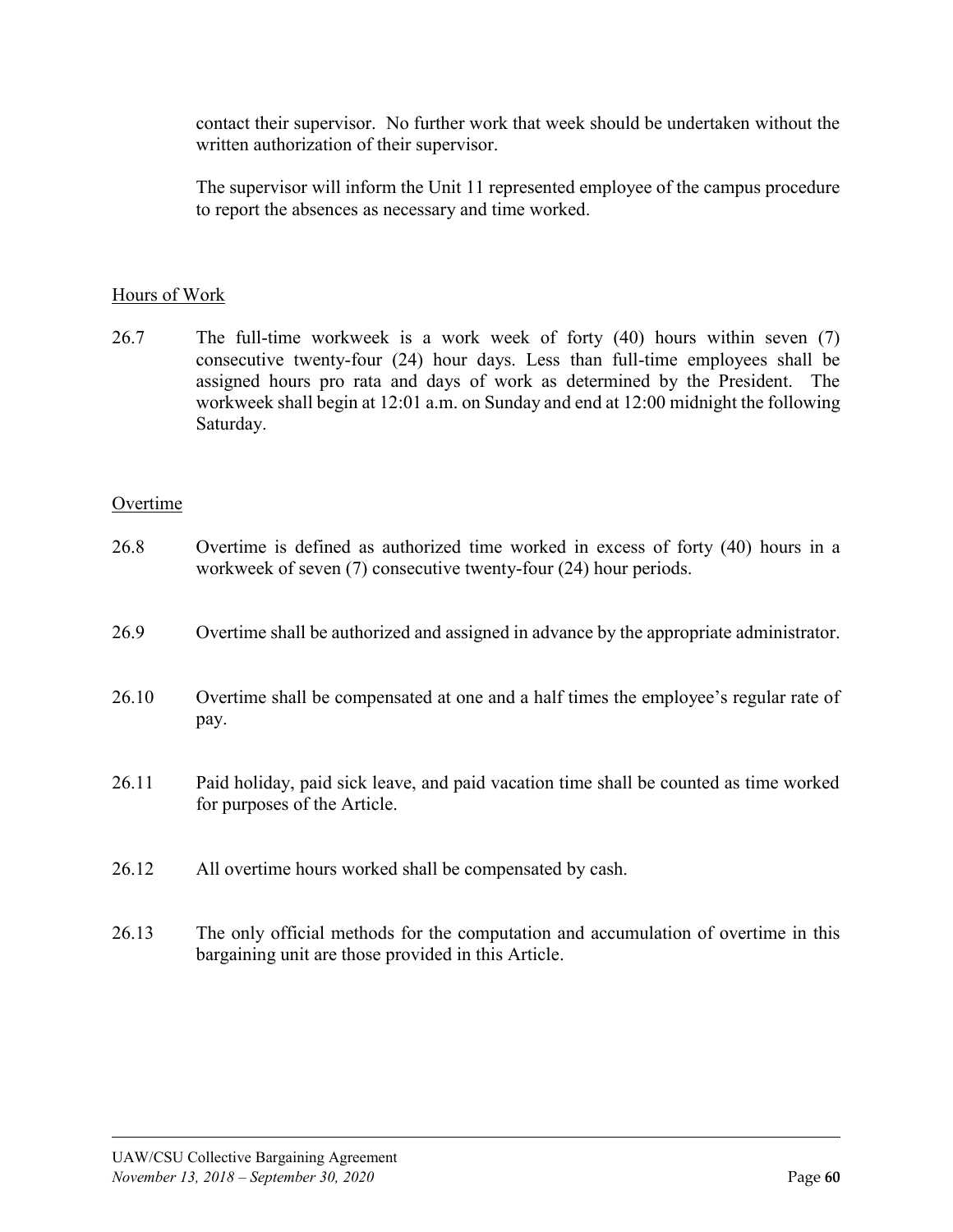contact their supervisor. No further work that week should be undertaken without the written authorization of their supervisor.

The supervisor will inform the Unit 11 represented employee of the campus procedure to report the absences as necessary and time worked.

## Hours of Work

26.7 The full-time workweek is a work week of forty (40) hours within seven (7) consecutive twenty-four (24) hour days. Less than full-time employees shall be assigned hours pro rata and days of work as determined by the President. The workweek shall begin at 12:01 a.m. on Sunday and end at 12:00 midnight the following Saturday.

## Overtime

26.8 Overtime is defined as authorized time worked in excess of forty (40) hours in a workweek of seven (7) consecutive twenty-four (24) hour periods.

26.9 Overtime shall be authorized and assigned in advance by the appropriate administrator.

26.10 Overtime shall be compensated at one and a half times the employee's regular rate of pay.

26.11 Paid holiday, paid sick leave, and paid vacation time shall be counted as time worked for purposes of the Article.

26.12 All overtime hours worked shall be compensated by cash.

26.13 The only official methods for the computation and accumulation of overtime in this bargaining unit are those provided in this Article.